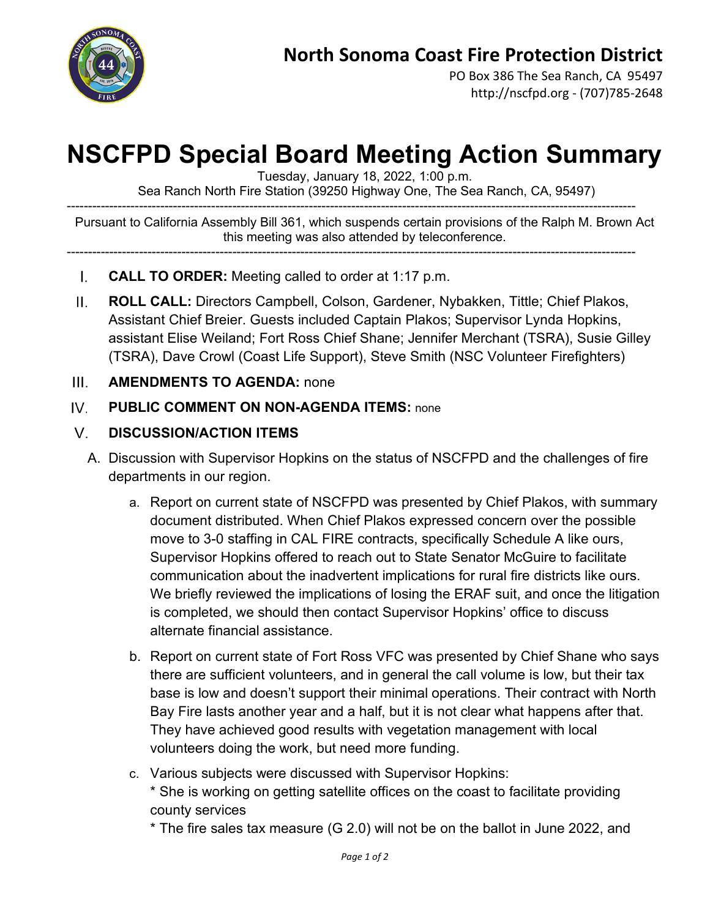# North Sonoma Coast Fire Protection District

PO Box 386 The Sea Ranch, CA 95497
http://nscfpd.org - (707)785-2648

# NSCFPD Special Board Meeting Action Summary

Tuesday, January 18, 2022, 1:00 p.m.
Sea Ranch North Fire Station (39250 Highway One, The Sea Ranch, CA, 95497)

---

Pursuant to California Assembly Bill 361, which suspends certain provisions of the Ralph M. Brown Act this meeting was also attended by teleconference.

---

I. **CALL TO ORDER:** Meeting called to order at 1:17 p.m.

II. **ROLL CALL:** Directors Campbell, Colson, Gardener, Nybakken, Tittle; Chief Plakos, Assistant Chief Breier. Guests included Captain Plakos; Supervisor Lynda Hopkins, assistant Elise Weiland; Fort Ross Chief Shane; Jennifer Merchant (TSRA), Susie Gilley (TSRA), Dave Crowl (Coast Life Support), Steve Smith (NSC Volunteer Firefighters)

III. **AMENDMENTS TO AGENDA:** none

IV. **PUBLIC COMMENT ON NON-AGENDA ITEMS:** none

V. **DISCUSSION/ACTION ITEMS**

A. Discussion with Supervisor Hopkins on the status of NSCFPD and the challenges of fire departments in our region.

a. Report on current state of NSCFPD was presented by Chief Plakos, with summary document distributed. When Chief Plakos expressed concern over the possible move to 3-0 staffing in CAL FIRE contracts, specifically Schedule A like ours, Supervisor Hopkins offered to reach out to State Senator McGuire to facilitate communication about the inadvertent implications for rural fire districts like ours. We briefly reviewed the implications of losing the ERAF suit, and once the litigation is completed, we should then contact Supervisor Hopkins' office to discuss alternate financial assistance.

b. Report on current state of Fort Ross VFC was presented by Chief Shane who says there are sufficient volunteers, and in general the call volume is low, but their tax base is low and doesn't support their minimal operations. Their contract with North Bay Fire lasts another year and a half, but it is not clear what happens after that. They have achieved good results with vegetation management with local volunteers doing the work, but need more funding.

c. Various subjects were discussed with Supervisor Hopkins:
* She is working on getting satellite offices on the coast to facilitate providing county services
* The fire sales tax measure (G 2.0) will not be on the ballot in June 2022, and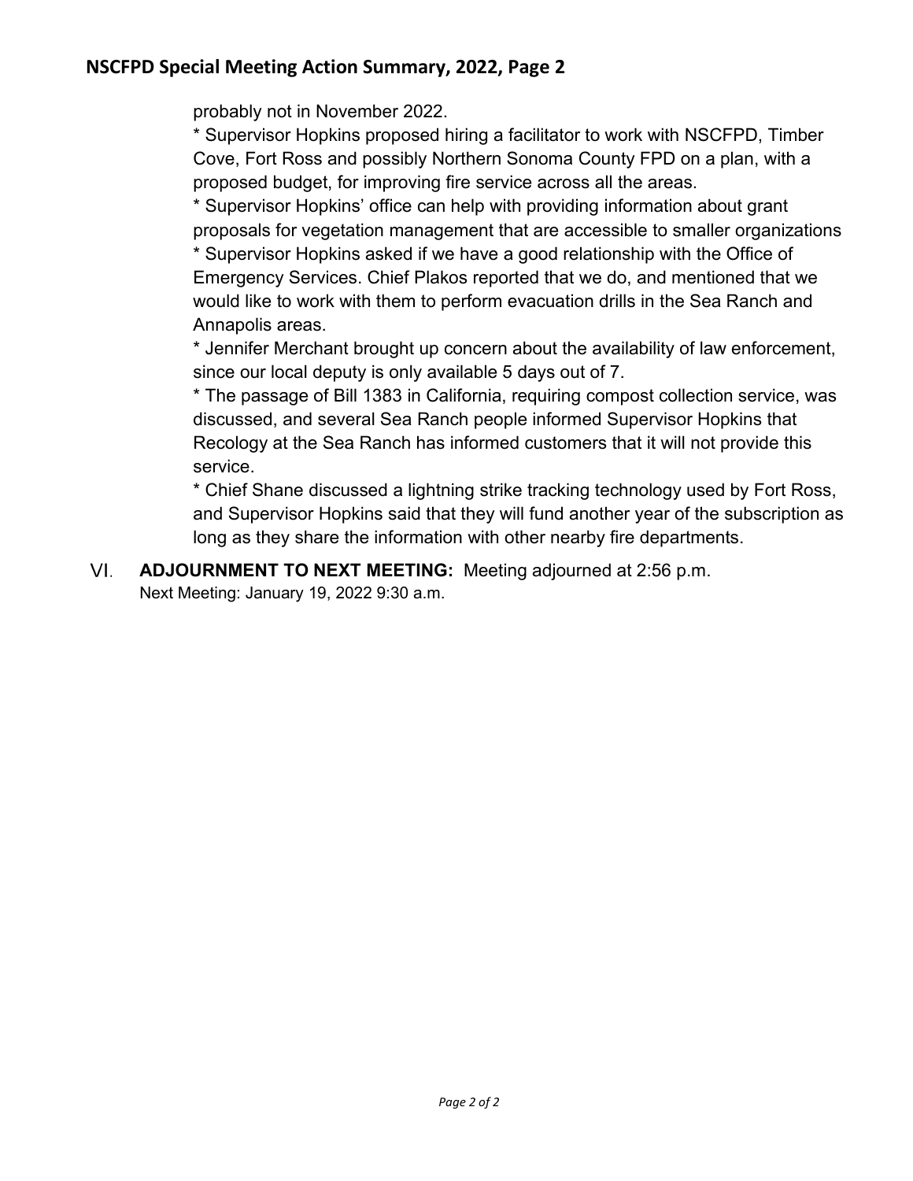probably not in November 2022.

* Supervisor Hopkins proposed hiring a facilitator to work with NSCFPD, Timber Cove, Fort Ross and possibly Northern Sonoma County FPD on a plan, with a proposed budget, for improving fire service across all the areas.
* Supervisor Hopkins' office can help with providing information about grant proposals for vegetation management that are accessible to smaller organizations
* Supervisor Hopkins asked if we have a good relationship with the Office of Emergency Services. Chief Plakos reported that we do, and mentioned that we would like to work with them to perform evacuation drills in the Sea Ranch and Annapolis areas.
* Jennifer Merchant brought up concern about the availability of law enforcement, since our local deputy is only available 5 days out of 7.
* The passage of Bill 1383 in California, requiring compost collection service, was discussed, and several Sea Ranch people informed Supervisor Hopkins that Recology at the Sea Ranch has informed customers that it will not provide this service.
* Chief Shane discussed a lightning strike tracking technology used by Fort Ross, and Supervisor Hopkins said that they will fund another year of the subscription as long as they share the information with other nearby fire departments.

VI. **ADJOURNMENT TO NEXT MEETING:** Meeting adjourned at 2:56 p.m.
Next Meeting: January 19, 2022 9:30 a.m.